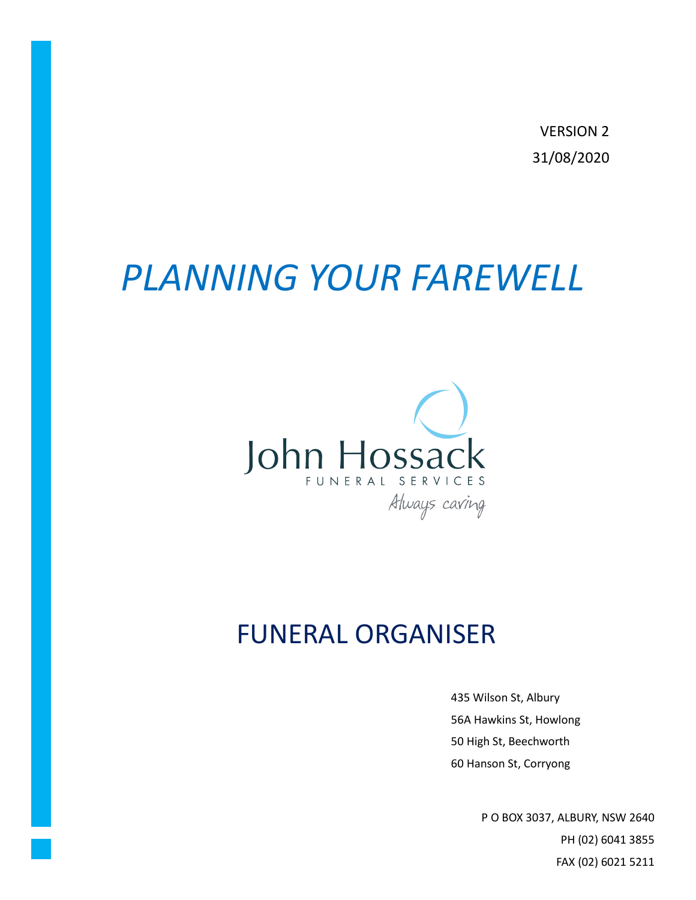VERSION 2

31/08/2020

# *PLANNING YOUR FAREWELL*

John Hossack

FUNERAL SERVICES

*Always caring*

## FUNERAL ORGANISER

435 Wilson St, Albury

56A Hawkins St, Howlong

50 High St, Beechworth

60 Hanson St, Corryong

P O BOX 3037, ALBURY, NSW 2640

PH (02) 6041 3855

FAX (02) 6021 5211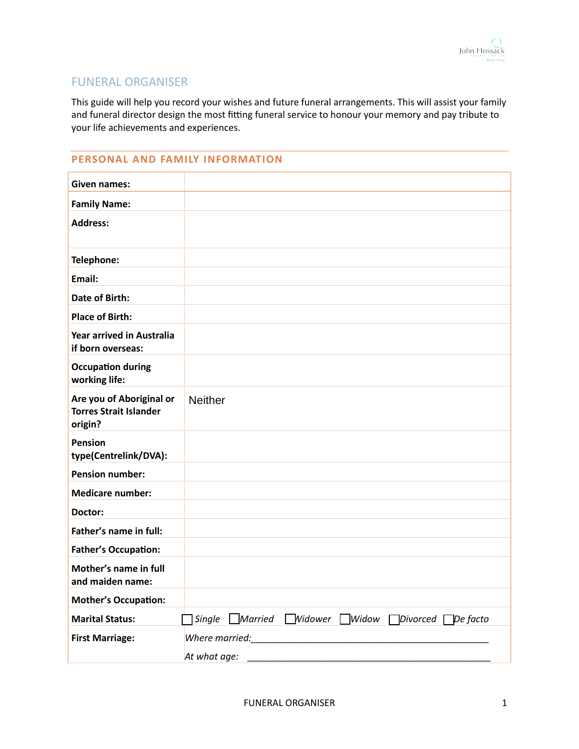## FUNERAL ORGANISER

This guide will help you record your wishes and future funeral arrangements. This will assist your family and funeral director design the most fitting funeral service to honour your memory and pay tribute to your life achievements and experiences.

### PERSONAL AND FAMILY INFORMATION

| | |
|---|---|
| **Given names:** | |
| **Family Name:** | |
| **Address:** | |
| **Telephone:** | |
| **Email:** | |
| **Date of Birth:** | |
| **Place of Birth:** | |
| **Year arrived in Australia if born overseas:** | |
| **Occupation during working life:** | |
| **Are you of Aboriginal or Torres Strait Islander origin?** | Neither |
| **Pension type(Centrelink/DVA):** | |
| **Pension number:** | |
| **Medicare number:** | |
| **Doctor:** | |
| **Father's name in full:** | |
| **Father's Occupation:** | |
| **Mother's name in full and maiden name:** | |
| **Mother's Occupation:** | |
| **Marital Status:** | ☐ *Single* ☐ *Married* ☐ *Widower* ☐ *Widow* ☐ *Divorced* ☐ *De facto* |
| **First Marriage:** | *Where married:*_______________________________________________ *At what age:* _______________________________________________ |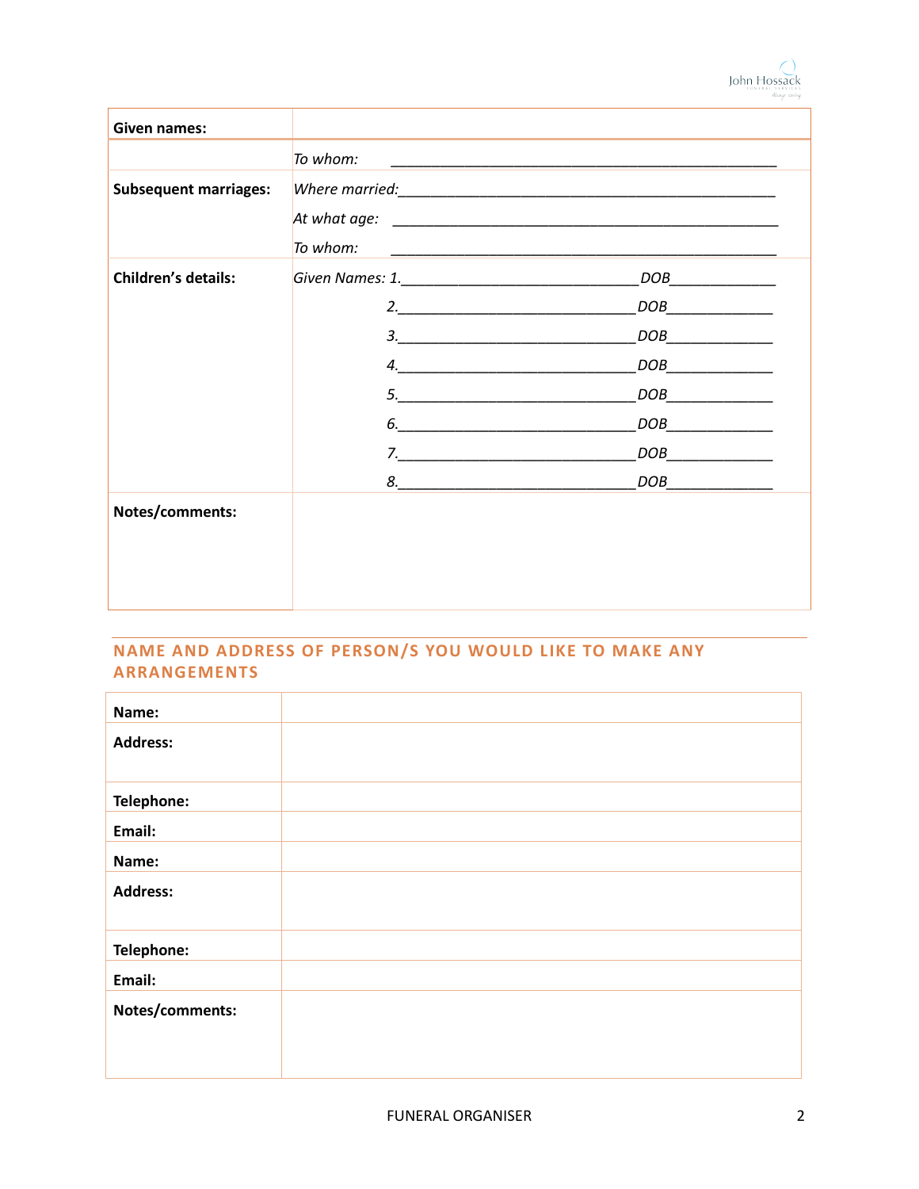| Given names: | |
|---|---|
| | *To whom:* ___________________________________________ |
| **Subsequent marriages:** | *Where married:*___________________________________________ |
| | *At what age:* ___________________________________________ |
| | *To whom:* ___________________________________________ |
| **Children's details:** | *Given Names: 1.*__________________________*DOB*____________ |
| | *2.*__________________________*DOB*____________ |
| | *3.*__________________________*DOB*____________ |
| | *4.*__________________________*DOB*____________ |
| | *5.*__________________________*DOB*____________ |
| | *6.*__________________________*DOB*____________ |
| | *7.*__________________________*DOB*____________ |
| | *8.*__________________________*DOB*____________ |
| **Notes/comments:** | |

## NAME AND ADDRESS OF PERSON/S YOU WOULD LIKE TO MAKE ANY ARRANGEMENTS

| Name: | |
|---|---|
| **Address:** | |
| **Telephone:** | |
| **Email:** | |
| **Name:** | |
| **Address:** | |
| **Telephone:** | |
| **Email:** | |
| **Notes/comments:** | |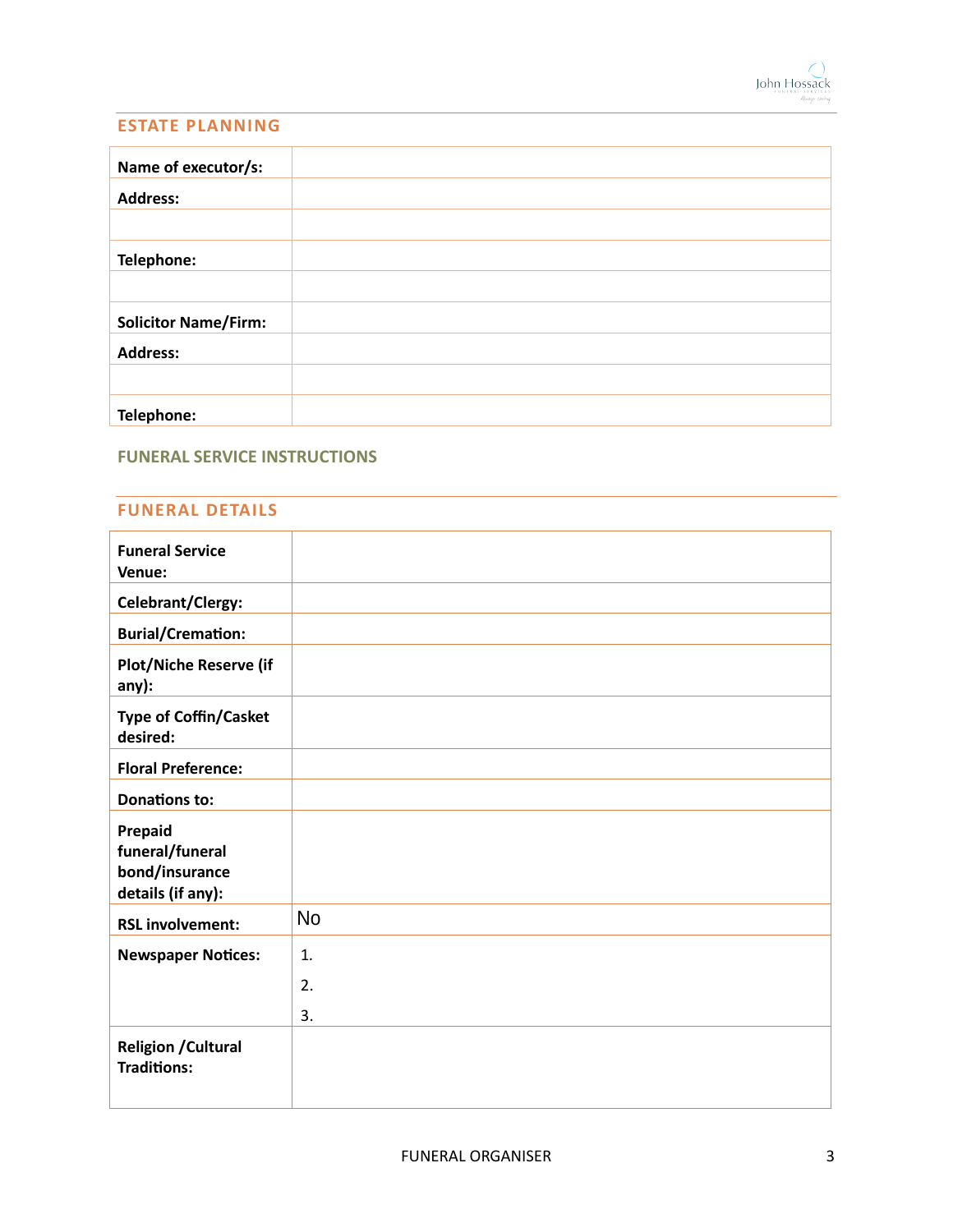## ESTATE PLANNING

| | |
|---|---|
| **Name of executor/s:** | |
| **Address:** | |
| | |
| **Telephone:** | |
| | |
| **Solicitor Name/Firm:** | |
| **Address:** | |
| | |
| **Telephone:** | |

## FUNERAL SERVICE INSTRUCTIONS

## FUNERAL DETAILS

| | |
|---|---|
| **Funeral Service Venue:** | |
| **Celebrant/Clergy:** | |
| **Burial/Cremation:** | |
| **Plot/Niche Reserve (if any):** | |
| **Type of Coffin/Casket desired:** | |
| **Floral Preference:** | |
| **Donations to:** | |
| **Prepaid funeral/funeral bond/insurance details (if any):** | |
| **RSL involvement:** | No |
| **Newspaper Notices:** | 1.<br>2.<br>3. |
| **Religion /Cultural Traditions:** | |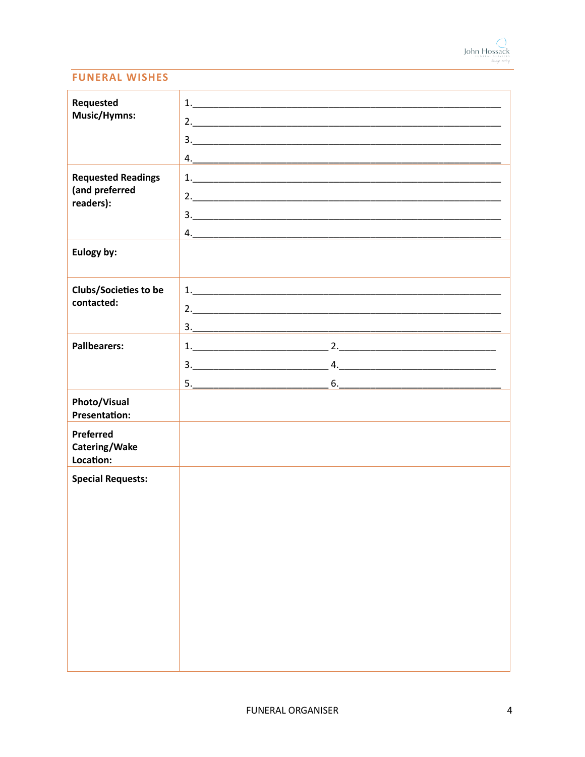## FUNERAL WISHES

| | |
|---|---|
| **Requested Music/Hymns:** | 1.\_\_\_\_\_\_\_\_\_\_\_\_\_\_\_\_\_\_\_\_\_\_\_\_\_\_\_\_\_\_\_\_\_\_\_\_\_\_\_\_\_\_\_\_\_\_\_\_\_\_\_\_\_\_\_\_\_\_\_\_\_\_ <br> 2.\_\_\_\_\_\_\_\_\_\_\_\_\_\_\_\_\_\_\_\_\_\_\_\_\_\_\_\_\_\_\_\_\_\_\_\_\_\_\_\_\_\_\_\_\_\_\_\_\_\_\_\_\_\_\_\_\_\_\_\_\_\_ <br> 3.\_\_\_\_\_\_\_\_\_\_\_\_\_\_\_\_\_\_\_\_\_\_\_\_\_\_\_\_\_\_\_\_\_\_\_\_\_\_\_\_\_\_\_\_\_\_\_\_\_\_\_\_\_\_\_\_\_\_\_\_\_\_ <br> 4.\_\_\_\_\_\_\_\_\_\_\_\_\_\_\_\_\_\_\_\_\_\_\_\_\_\_\_\_\_\_\_\_\_\_\_\_\_\_\_\_\_\_\_\_\_\_\_\_\_\_\_\_\_\_\_\_\_\_\_\_\_\_ |
| **Requested Readings (and preferred readers):** | 1.\_\_\_\_\_\_\_\_\_\_\_\_\_\_\_\_\_\_\_\_\_\_\_\_\_\_\_\_\_\_\_\_\_\_\_\_\_\_\_\_\_\_\_\_\_\_\_\_\_\_\_\_\_\_\_\_\_\_\_\_\_\_ <br> 2.\_\_\_\_\_\_\_\_\_\_\_\_\_\_\_\_\_\_\_\_\_\_\_\_\_\_\_\_\_\_\_\_\_\_\_\_\_\_\_\_\_\_\_\_\_\_\_\_\_\_\_\_\_\_\_\_\_\_\_\_\_\_ <br> 3.\_\_\_\_\_\_\_\_\_\_\_\_\_\_\_\_\_\_\_\_\_\_\_\_\_\_\_\_\_\_\_\_\_\_\_\_\_\_\_\_\_\_\_\_\_\_\_\_\_\_\_\_\_\_\_\_\_\_\_\_\_\_ <br> 4.\_\_\_\_\_\_\_\_\_\_\_\_\_\_\_\_\_\_\_\_\_\_\_\_\_\_\_\_\_\_\_\_\_\_\_\_\_\_\_\_\_\_\_\_\_\_\_\_\_\_\_\_\_\_\_\_\_\_\_\_\_\_ |
| **Eulogy by:** | |
| **Clubs/Societies to be contacted:** | 1.\_\_\_\_\_\_\_\_\_\_\_\_\_\_\_\_\_\_\_\_\_\_\_\_\_\_\_\_\_\_\_\_\_\_\_\_\_\_\_\_\_\_\_\_\_\_\_\_\_\_\_\_\_\_\_\_\_\_\_\_\_\_ <br> 2.\_\_\_\_\_\_\_\_\_\_\_\_\_\_\_\_\_\_\_\_\_\_\_\_\_\_\_\_\_\_\_\_\_\_\_\_\_\_\_\_\_\_\_\_\_\_\_\_\_\_\_\_\_\_\_\_\_\_\_\_\_\_ <br> 3.\_\_\_\_\_\_\_\_\_\_\_\_\_\_\_\_\_\_\_\_\_\_\_\_\_\_\_\_\_\_\_\_\_\_\_\_\_\_\_\_\_\_\_\_\_\_\_\_\_\_\_\_\_\_\_\_\_\_\_\_\_\_ |
| **Pallbearers:** | 1.\_\_\_\_\_\_\_\_\_\_\_\_\_\_\_\_\_\_\_\_\_\_\_\_\_\_\_\_ 2.\_\_\_\_\_\_\_\_\_\_\_\_\_\_\_\_\_\_\_\_\_\_\_\_\_\_\_\_\_\_\_\_ <br> 3.\_\_\_\_\_\_\_\_\_\_\_\_\_\_\_\_\_\_\_\_\_\_\_\_\_\_\_\_ 4.\_\_\_\_\_\_\_\_\_\_\_\_\_\_\_\_\_\_\_\_\_\_\_\_\_\_\_\_\_\_\_\_ <br> 5.\_\_\_\_\_\_\_\_\_\_\_\_\_\_\_\_\_\_\_\_\_\_\_\_\_\_\_\_ 6.\_\_\_\_\_\_\_\_\_\_\_\_\_\_\_\_\_\_\_\_\_\_\_\_\_\_\_\_\_\_\_\_ |
| **Photo/Visual Presentation:** | |
| **Preferred Catering/Wake Location:** | |
| **Special Requests:** | |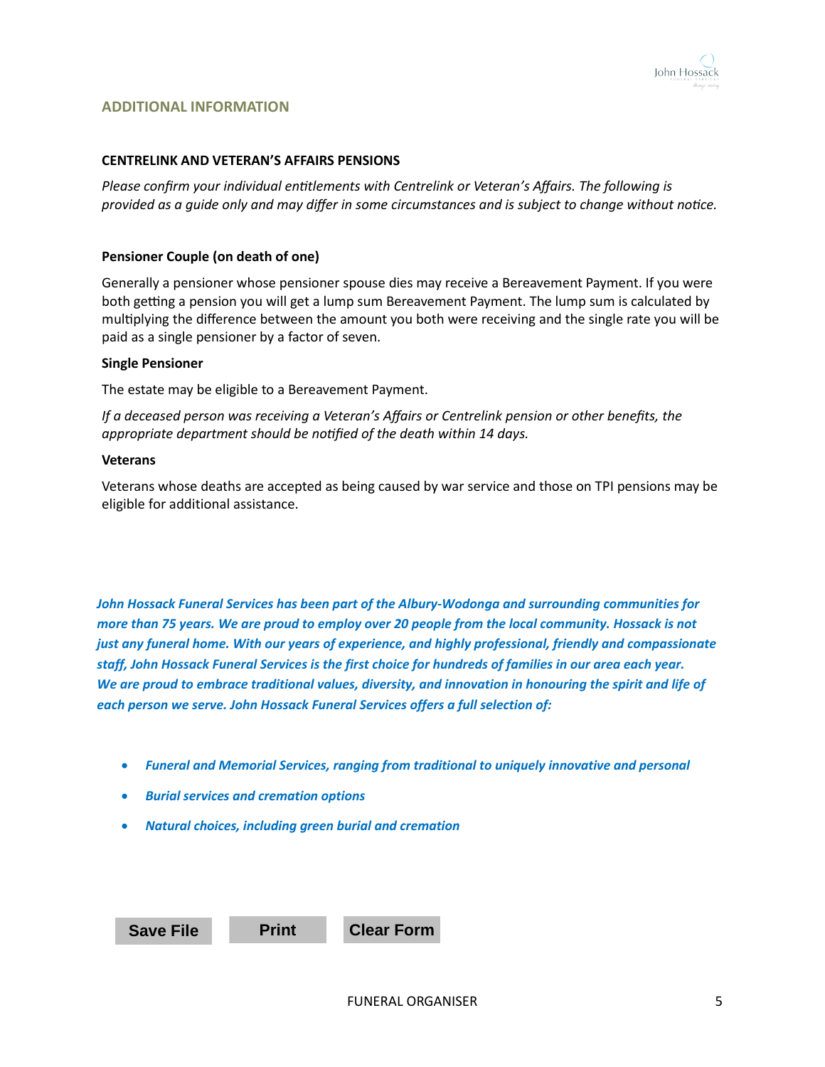## ADDITIONAL INFORMATION

### CENTRELINK AND VETERAN'S AFFAIRS PENSIONS

*Please confirm your individual entitlements with Centrelink or Veteran's Affairs. The following is provided as a guide only and may differ in some circumstances and is subject to change without notice.*

**Pensioner Couple (on death of one)**

Generally a pensioner whose pensioner spouse dies may receive a Bereavement Payment. If you were both getting a pension you will get a lump sum Bereavement Payment. The lump sum is calculated by multiplying the difference between the amount you both were receiving and the single rate you will be paid as a single pensioner by a factor of seven.

**Single Pensioner**

The estate may be eligible to a Bereavement Payment.

*If a deceased person was receiving a Veteran's Affairs or Centrelink pension or other benefits, the appropriate department should be notified of the death within 14 days.*

**Veterans**

Veterans whose deaths are accepted as being caused by war service and those on TPI pensions may be eligible for additional assistance.

***John Hossack Funeral Services has been part of the Albury-Wodonga and surrounding communities for more than 75 years. We are proud to employ over 20 people from the local community. Hossack is not just any funeral home. With our years of experience, and highly professional, friendly and compassionate staff, John Hossack Funeral Services is the first choice for hundreds of families in our area each year. We are proud to embrace traditional values, diversity, and innovation in honouring the spirit and life of each person we serve. John Hossack Funeral Services offers a full selection of:***

- ***Funeral and Memorial Services, ranging from traditional to uniquely innovative and personal***
- ***Burial services and cremation options***
- ***Natural choices, including green burial and cremation***

Save File Print Clear Form

FUNERAL ORGANISER